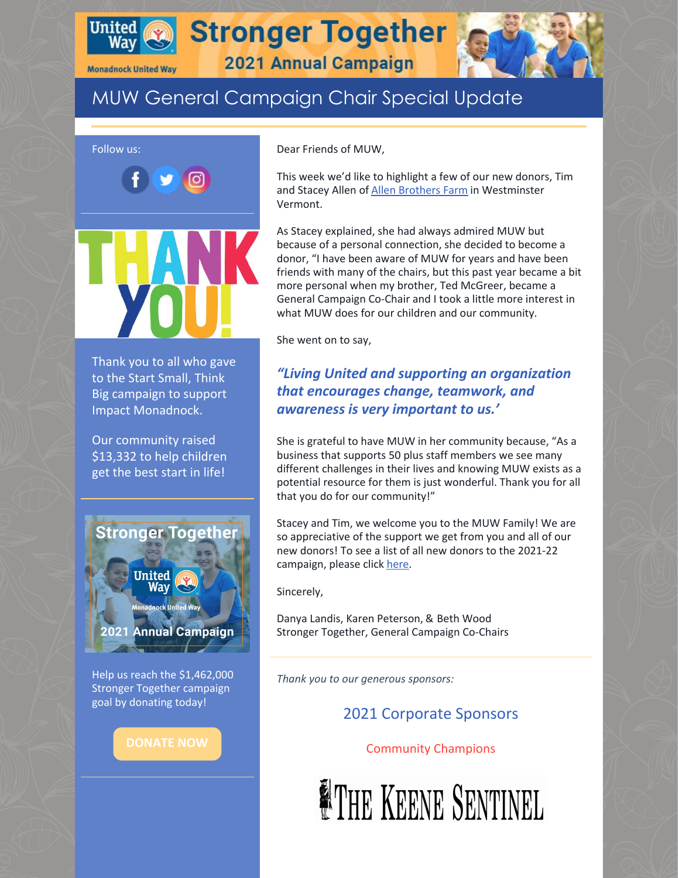# Stronger Together

## 2021 Annual Campaign

Monadnock United Way

## MUW General Campaign Chair Special Update

Follow us:

THANK YOU!

Thank you to all who gave to the Start Small, Think Big campaign to support Impact Monadnock.

Our community raised $13,332 to help children get the best start in life!

Stronger Together

2021 Annual Campaign

Help us reach the $1,462,000 Stronger Together campaign goal by donating today!

DONATE NOW

Dear Friends of MUW,

This week we'd like to highlight a few of our new donors, Tim and Stacey Allen of Allen Brothers Farm in Westminster Vermont.

As Stacey explained, she had always admired MUW but because of a personal connection, she decided to become a donor, "I have been aware of MUW for years and have been friends with many of the chairs, but this past year became a bit more personal when my brother, Ted McGreer, became a General Campaign Co-Chair and I took a little more interest in what MUW does for our children and our community.

She went on to say,

***"Living United and supporting an organization that encourages change, teamwork, and awareness is very important to us.'***

She is grateful to have MUW in her community because, "As a business that supports 50 plus staff members we see many different challenges in their lives and knowing MUW exists as a potential resource for them is just wonderful. Thank you for all that you do for our community!"

Stacey and Tim, we welcome you to the MUW Family! We are so appreciative of the support we get from you and all of our new donors! To see a list of all new donors to the 2021-22 campaign, please click here.

Sincerely,

Danya Landis, Karen Peterson, & Beth Wood
Stronger Together, General Campaign Co-Chairs

*Thank you to our generous sponsors:*

### 2021 Corporate Sponsors

Community Champions

THE KEENE SENTINEL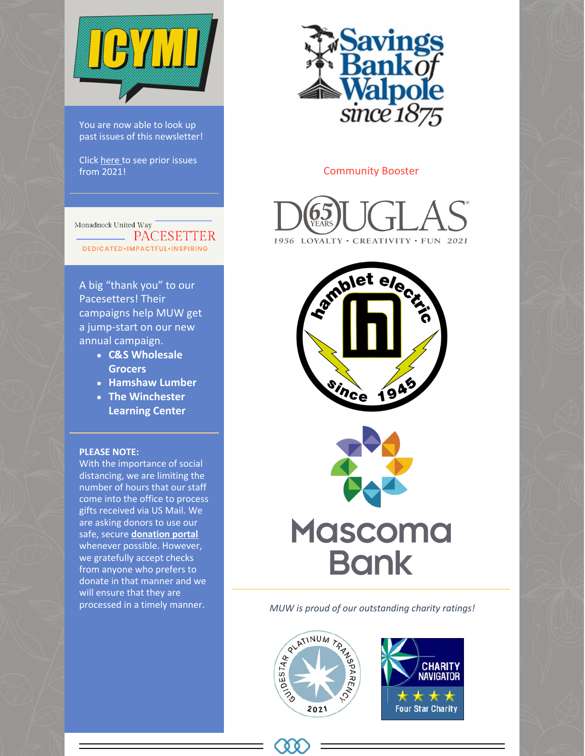ICYMI

You are now able to look up past issues of this newsletter!

Click here to see prior issues from 2021!

Monadnock United Way PACESETTER

DEDICATED•IMPACTFUL•INSPIRING

A big "thank you" to our Pacesetters! Their campaigns help MUW get a jump-start on our new annual campaign.

- **C&S Wholesale Grocers**
- **Hamshaw Lumber**
- **The Winchester Learning Center**

**PLEASE NOTE:**
With the importance of social distancing, we are limiting the number of hours that our staff come into the office to process gifts received via US Mail. We are asking donors to use our safe, secure **donation portal** whenever possible. However, we gratefully accept checks from anyone who prefers to donate in that manner and we will ensure that they are processed in a timely manner.

Savings Bank of Walpole since 1875

Community Booster

DOUGLAS 65 YEARS
1956 LOYALTY • CREATIVITY • FUN 2021

hamblet electric since 1945

Mascoma Bank

*MUW is proud of our outstanding charity ratings!*

GUIDESTAR PLATINUM TRANSPARENCY 2021

CHARITY NAVIGATOR Four Star Charity